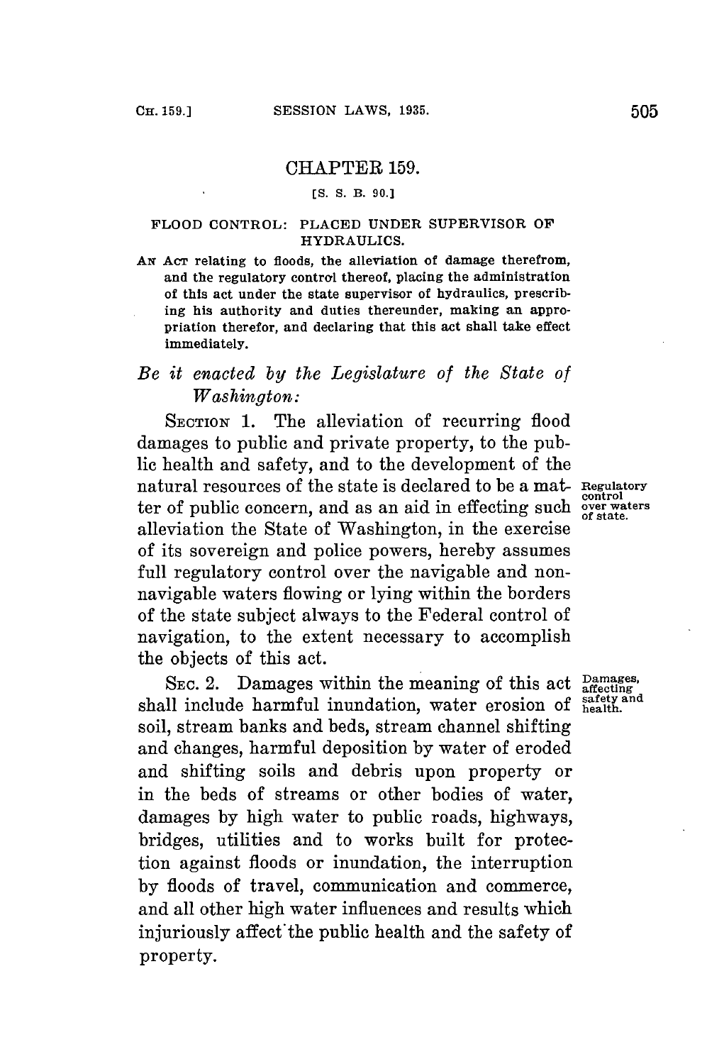# CHAPTER 159.

[S. S. B. 90.]

## FLOOD CONTROL: PLACED UNDER SUPERVISOR OF HYDRAULICS.

AN ACT relating to floods, the alleviation of damage therefrom, and the regulatory control thereof, placing the administration of this act under the state supervisor of hydraulics, prescribing his authority and duties thereunder, making an appropriation therefor, and declaring that this act shall take effect immediately.

*Be it enacted by the Legislature of the State of Washington:*

SECTION 1. The alleviation of recurring flood damages to public and private property, to the public health and safety, and to the development of the natural resources of the state is declared to be a matter of public concern, and as an aid in effecting such alleviation the State of Washington, in the exercise of its sovereign and police powers, hereby assumes full regulatory control over the navigable and non-navigable waters flowing or lying within the borders of the state subject always to the Federal control of navigation, to the extent necessary to accomplish the objects of this act.

Regulatory control over waters of state.

SEC. 2. Damages within the meaning of this act shall include harmful inundation, water erosion of soil, stream banks and beds, stream channel shifting and changes, harmful deposition by water of eroded and shifting soils and debris upon property or in the beds of streams or other bodies of water, damages by high water to public roads, highways, bridges, utilities and to works built for protection against floods or inundation, the interruption by floods of travel, communication and commerce, and all other high water influences and results which injuriously affect the public health and the safety of property.

Damages, affecting safety and health.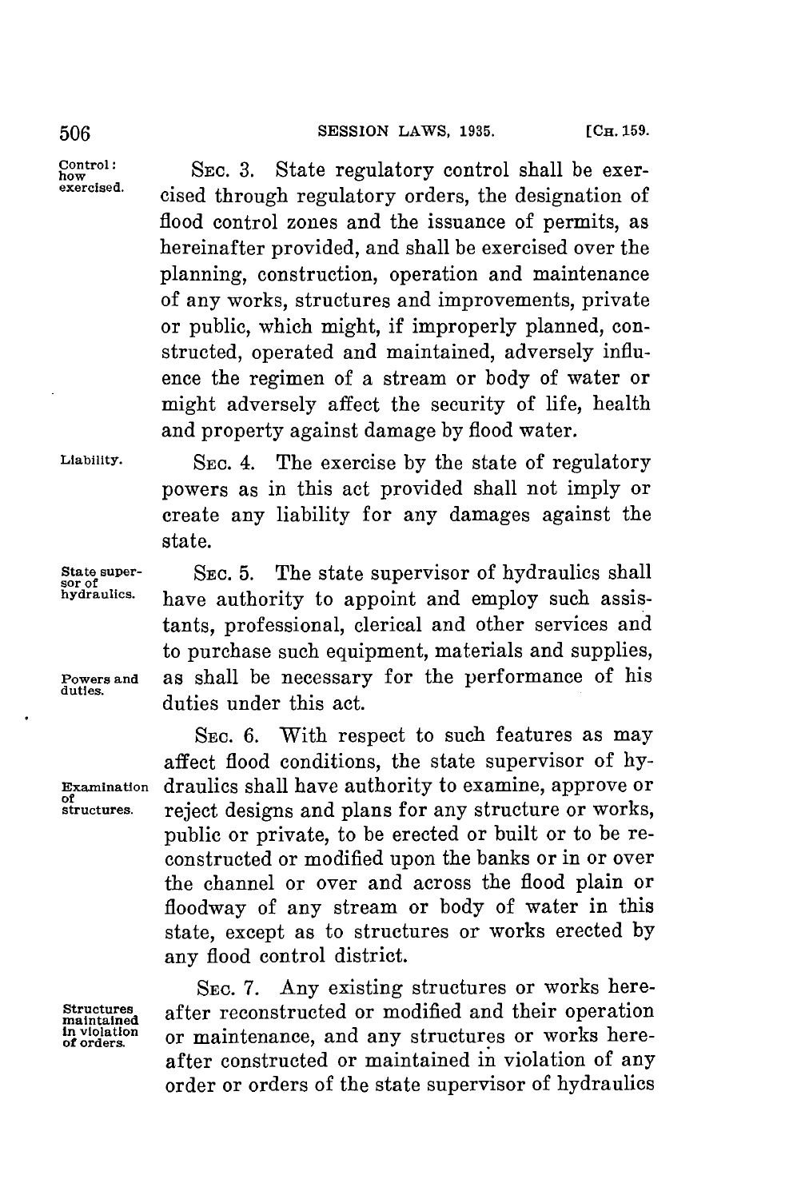**Control: how exercised.** SEC. 3. State regulatory control shall be exercised through regulatory orders, the designation of flood control zones and the issuance of permits, as hereinafter provided, and shall be exercised over the planning, construction, operation and maintenance of any works, structures and improvements, private or public, which might, if improperly planned, constructed, operated and maintained, adversely influence the regimen of a stream or body of water or might adversely affect the security of life, health and property against damage by flood water.

**Liability.** SEC. 4. The exercise by the state of regulatory powers as in this act provided shall not imply or create any liability for any damages against the state.

**State supervisor of hydraulics. Powers and duties.** SEC. 5. The state supervisor of hydraulics shall have authority to appoint and employ such assistants, professional, clerical and other services and to purchase such equipment, materials and supplies, as shall be necessary for the performance of his duties under this act.

**Examination of structures.** SEC. 6. With respect to such features as may affect flood conditions, the state supervisor of hydraulics shall have authority to examine, approve or reject designs and plans for any structure or works, public or private, to be erected or built or to be reconstructed or modified upon the banks or in or over the channel or over and across the flood plain or floodway of any stream or body of water in this state, except as to structures or works erected by any flood control district.

**Structures maintained in violation of orders.** SEC. 7. Any existing structures or works hereafter reconstructed or modified and their operation or maintenance, and any structures or works hereafter constructed or maintained in violation of any order or orders of the state supervisor of hydraulics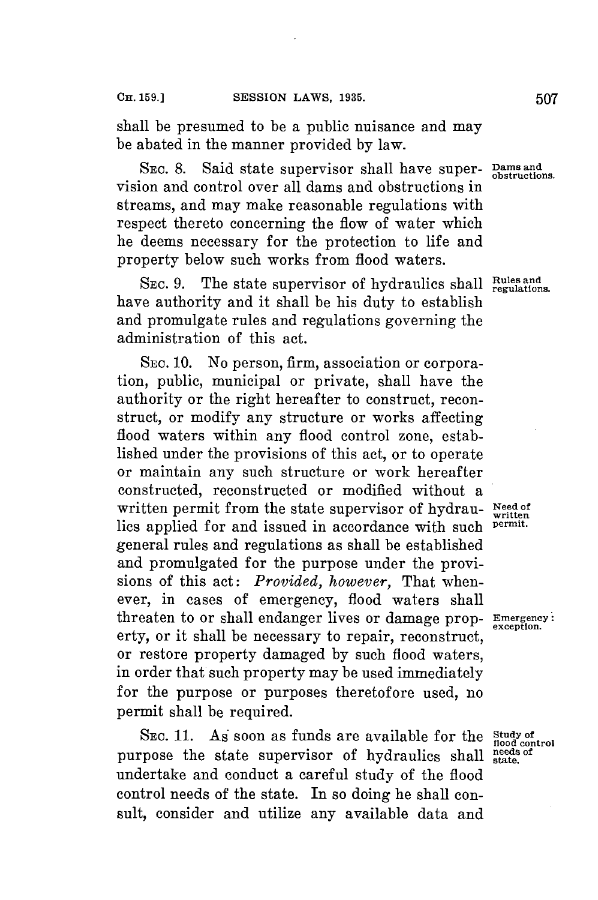shall be presumed to be a public nuisance and may be abated in the manner provided by law.

SEC. 8. Said state supervisor shall have supervision and control over all dams and obstructions in streams, and may make reasonable regulations with respect thereto concerning the flow of water which he deems necessary for the protection to life and property below such works from flood waters.

Dams and obstructions.

SEC. 9. The state supervisor of hydraulics shall have authority and it shall be his duty to establish and promulgate rules and regulations governing the administration of this act.

Rules and regulations.

SEC. 10. No person, firm, association or corporation, public, municipal or private, shall have the authority or the right hereafter to construct, reconstruct, or modify any structure or works affecting flood waters within any flood control zone, established under the provisions of this act, or to operate or maintain any such structure or work hereafter constructed, reconstructed or modified without a written permit from the state supervisor of hydraulics applied for and issued in accordance with such general rules and regulations as shall be established and promulgated for the purpose under the provisions of this act: *Provided, however,* That whenever, in cases of emergency, flood waters shall threaten to or shall endanger lives or damage property, or it shall be necessary to repair, reconstruct, or restore property damaged by such flood waters, in order that such property may be used immediately for the purpose or purposes theretofore used, no permit shall be required.

Need of written permit.

Emergency: exception.

SEC. 11. As soon as funds are available for the purpose the state supervisor of hydraulics shall undertake and conduct a careful study of the flood control needs of the state. In so doing he shall consult, consider and utilize any available data and

Study of flood control needs of state.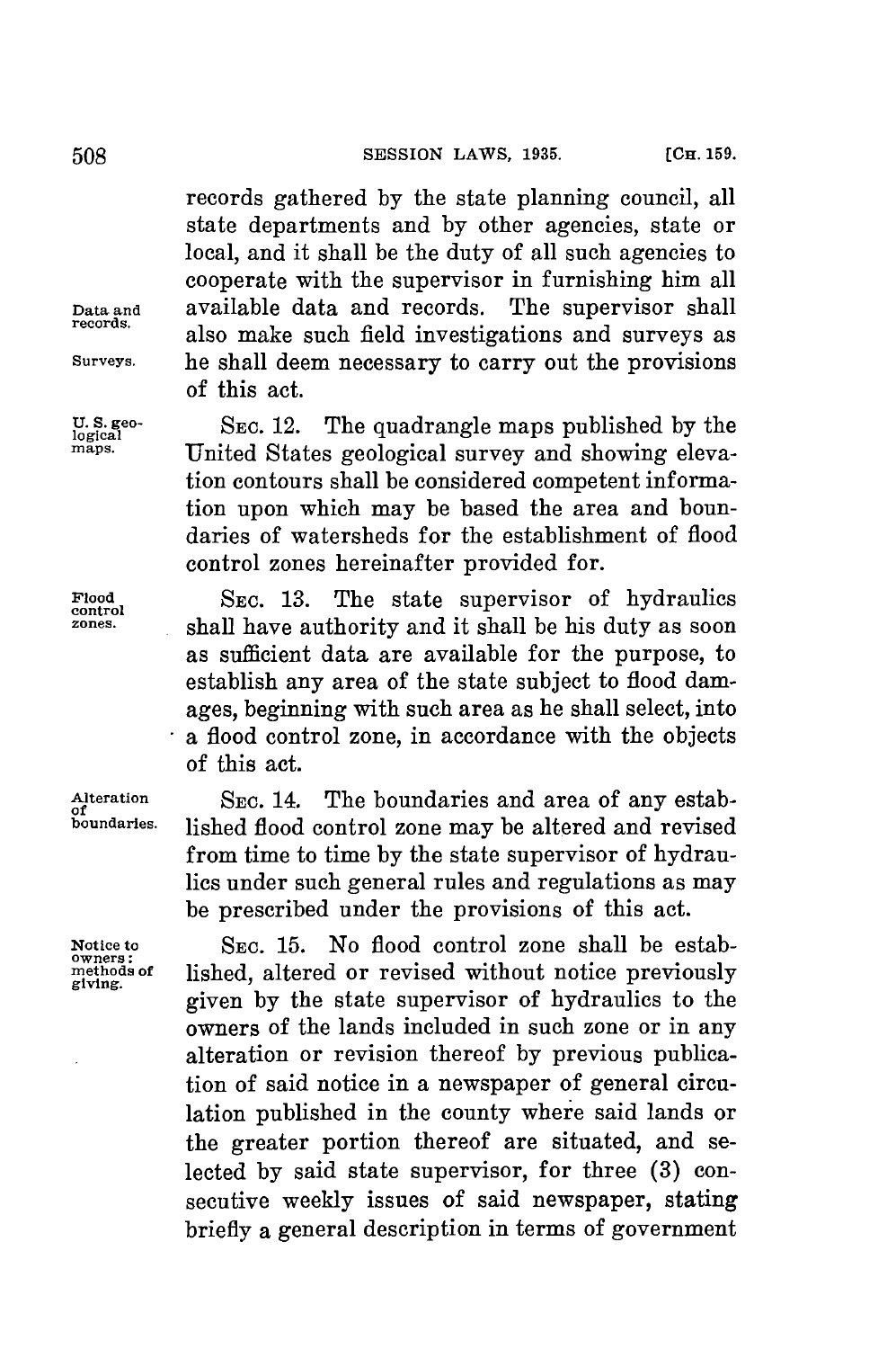records gathered by the state planning council, all state departments and by other agencies, state or local, and it shall be the duty of all such agencies to cooperate with the supervisor in furnishing him all available data and records. The supervisor shall also make such field investigations and surveys as he shall deem necessary to carry out the provisions of this act.

Data and records.

Surveys.

U. S. geological maps.

SEC. 12. The quadrangle maps published by the United States geological survey and showing elevation contours shall be considered competent information upon which may be based the area and boundaries of watersheds for the establishment of flood control zones hereinafter provided for.

Flood control zones.

SEC. 13. The state supervisor of hydraulics shall have authority and it shall be his duty as soon as sufficient data are available for the purpose, to establish any area of the state subject to flood damages, beginning with such area as he shall select, into a flood control zone, in accordance with the objects of this act.

Alteration of boundaries.

SEC. 14. The boundaries and area of any established flood control zone may be altered and revised from time to time by the state supervisor of hydraulics under such general rules and regulations as may be prescribed under the provisions of this act.

Notice to owners: methods of giving.

SEC. 15. No flood control zone shall be established, altered or revised without notice previously given by the state supervisor of hydraulics to the owners of the lands included in such zone or in any alteration or revision thereof by previous publication of said notice in a newspaper of general circulation published in the county where said lands or the greater portion thereof are situated, and selected by said state supervisor, for three (3) consecutive weekly issues of said newspaper, stating briefly a general description in terms of government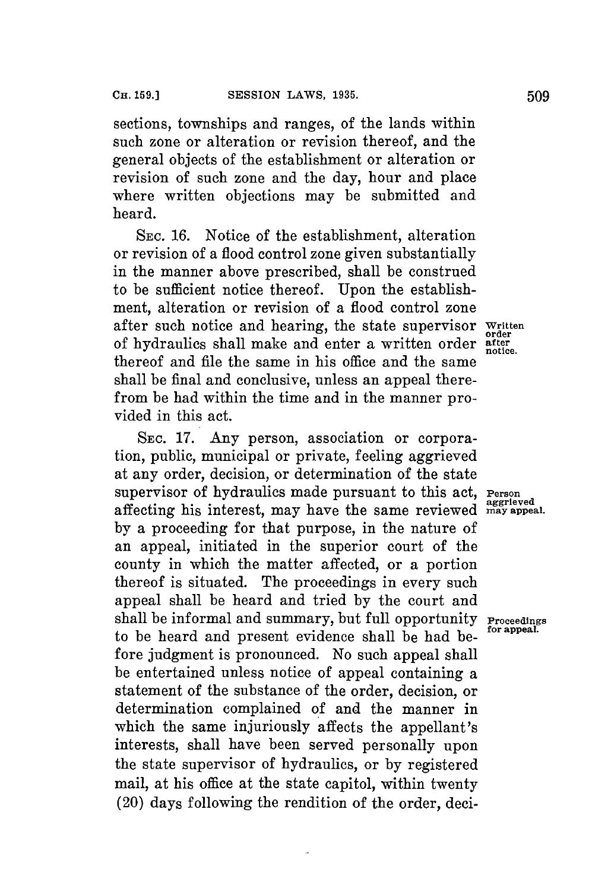sections, townships and ranges, of the lands within such zone or alteration or revision thereof, and the general objects of the establishment or alteration or revision of such zone and the day, hour and place where written objections may be submitted and heard.

SEC. 16. Notice of the establishment, alteration or revision of a flood control zone given substantially in the manner above prescribed, shall be construed to be sufficient notice thereof. Upon the establishment, alteration or revision of a flood control zone after such notice and hearing, the state supervisor of hydraulics shall make and enter a written order thereof and file the same in his office and the same shall be final and conclusive, unless an appeal therefrom be had within the time and in the manner provided in this act.

*Written order after notice.*

SEC. 17. Any person, association or corporation, public, municipal or private, feeling aggrieved at any order, decision, or determination of the state supervisor of hydraulics made pursuant to this act, affecting his interest, may have the same reviewed by a proceeding for that purpose, in the nature of an appeal, initiated in the superior court of the county in which the matter affected, or a portion thereof is situated. The proceedings in every such appeal shall be heard and tried by the court and shall be informal and summary, but full opportunity to be heard and present evidence shall be had before judgment is pronounced. No such appeal shall be entertained unless notice of appeal containing a statement of the substance of the order, decision, or determination complained of and the manner in which the same injuriously affects the appellant's interests, shall have been served personally upon the state supervisor of hydraulics, or by registered mail, at his office at the state capitol, within twenty (20) days following the rendition of the order, deci-

*Person aggrieved may appeal.*

*Proceedings for appeal.*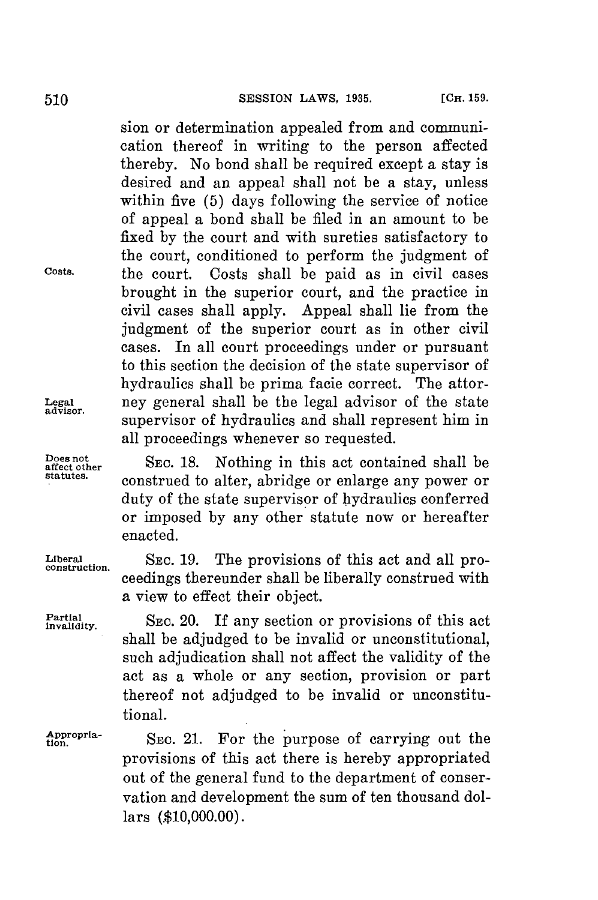sion or determination appealed from and communication thereof in writing to the person affected thereby. No bond shall be required except a stay is desired and an appeal shall not be a stay, unless within five (5) days following the service of notice of appeal a bond shall be filed in an amount to be fixed by the court and with sureties satisfactory to the court, conditioned to perform the judgment of the court. Costs shall be paid as in civil cases brought in the superior court, and the practice in civil cases shall apply. Appeal shall lie from the judgment of the superior court as in other civil cases. In all court proceedings under or pursuant to this section the decision of the state supervisor of hydraulics shall be prima facie correct. The attorney general shall be the legal advisor of the state supervisor of hydraulics and shall represent him in all proceedings whenever so requested.

*Costs.*

*Legal advisor.*

*Does not affect other statutes.*

SEC. 18. Nothing in this act contained shall be construed to alter, abridge or enlarge any power or duty of the state supervisor of hydraulics conferred or imposed by any other statute now or hereafter enacted.

*Liberal construction.*

SEC. 19. The provisions of this act and all proceedings thereunder shall be liberally construed with a view to effect their object.

*Partial invalidity.*

SEC. 20. If any section or provisions of this act shall be adjudged to be invalid or unconstitutional, such adjudication shall not affect the validity of the act as a whole or any section, provision or part thereof not adjudged to be invalid or unconstitutional.

*Appropriation.*

SEC. 21. For the purpose of carrying out the provisions of this act there is hereby appropriated out of the general fund to the department of conservation and development the sum of ten thousand dollars ($10,000.00).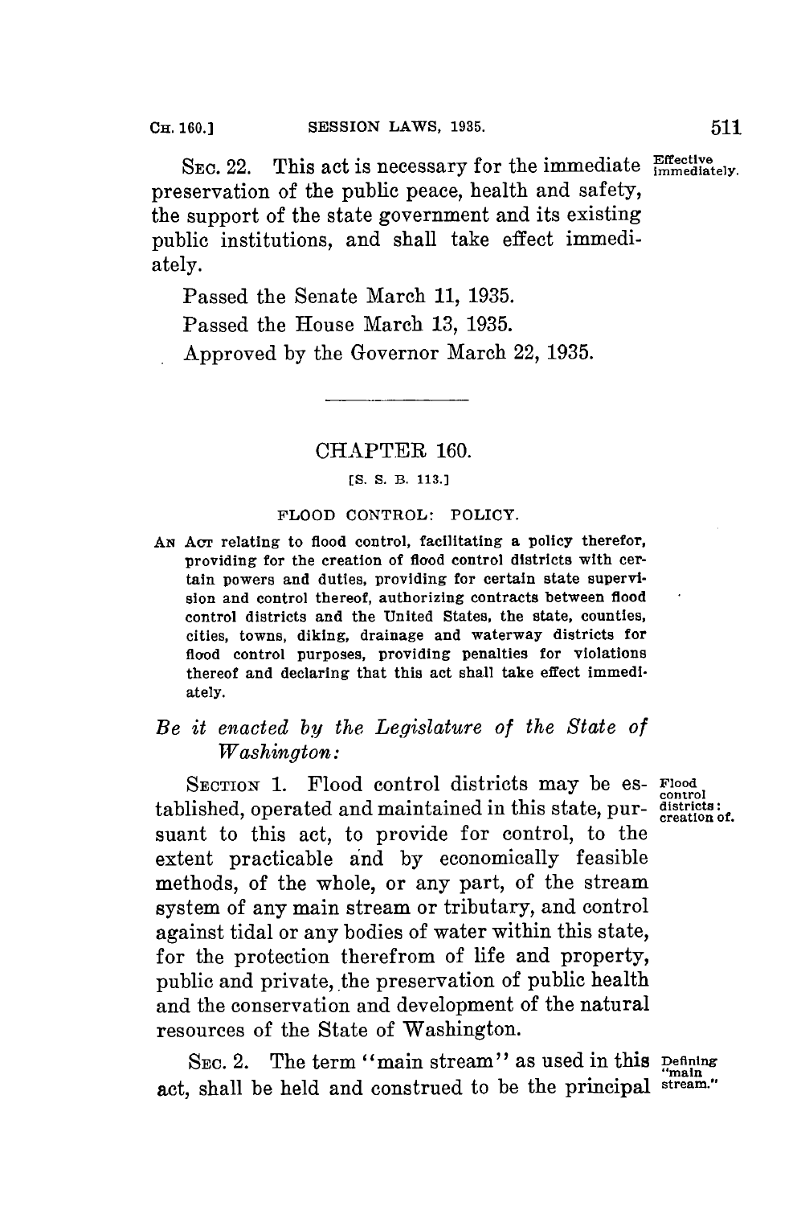SEC. 22. This act is necessary for the immediate preservation of the public peace, health and safety, the support of the state government and its existing public institutions, and shall take effect immediately.

Effective immediately.

Passed the Senate March 11, 1935.

Passed the House March 13, 1935.

Approved by the Governor March 22, 1935.

---

## CHAPTER 160.

[S. S. B. 113.]

### FLOOD CONTROL: POLICY.

AN ACT relating to flood control, facilitating a policy therefor, providing for the creation of flood control districts with certain powers and duties, providing for certain state supervision and control thereof, authorizing contracts between flood control districts and the United States, the state, counties, cities, towns, diking, drainage and waterway districts for flood control purposes, providing penalties for violations thereof and declaring that this act shall take effect immediately.

*Be it enacted by the Legislature of the State of Washington:*

SECTION 1. Flood control districts may be established, operated and maintained in this state, pursuant to this act, to provide for control, to the extent practicable and by economically feasible methods, of the whole, or any part, of the stream system of any main stream or tributary, and control against tidal or any bodies of water within this state, for the protection therefrom of life and property, public and private, the preservation of public health and the conservation and development of the natural resources of the State of Washington.

Flood control districts: creation of.

SEC. 2. The term "main stream" as used in this act, shall be held and construed to be the principal

Defining "main stream."